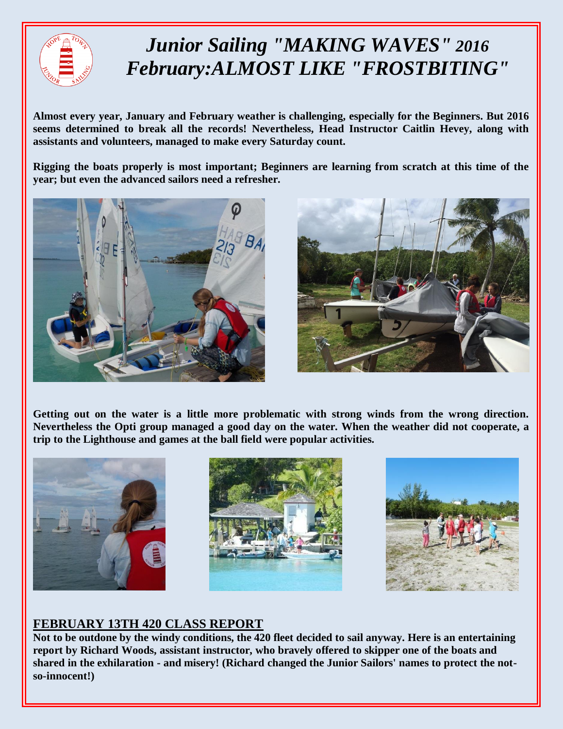# *Junior Sailing "MAKING WAVES" 2016*
# *February:ALMOST LIKE "FROSTBITING"*

**Almost every year, January and February weather is challenging, especially for the Beginners. But 2016 seems determined to break all the records! Nevertheless, Head Instructor Caitlin Hevey, along with assistants and volunteers, managed to make every Saturday count.**

**Rigging the boats properly is most important; Beginners are learning from scratch at this time of the year; but even the advanced sailors need a refresher.**

**Getting out on the water is a little more problematic with strong winds from the wrong direction. Nevertheless the Opti group managed a good day on the water. When the weather did not cooperate, a trip to the Lighthouse and games at the ball field were popular activities.**

## FEBRUARY 13TH 420 CLASS REPORT

**Not to be outdone by the windy conditions, the 420 fleet decided to sail anyway. Here is an entertaining report by Richard Woods, assistant instructor, who bravely offered to skipper one of the boats and shared in the exhilaration - and misery! (Richard changed the Junior Sailors' names to protect the not-so-innocent!)**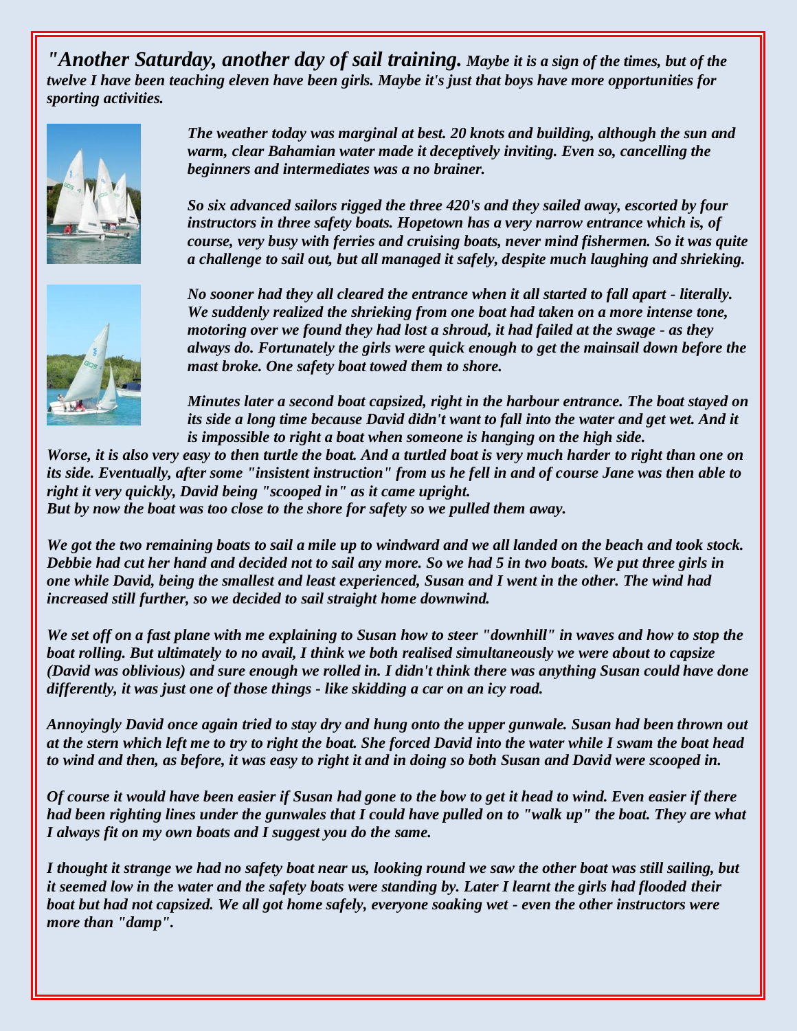*"**Another Saturday, another day of sail training.** **Maybe it is a sign of the times, but of the twelve I have been teaching eleven have been girls. Maybe it's just that boys have more opportunities for sporting activities.***

***The weather today was marginal at best. 20 knots and building, although the sun and warm, clear Bahamian water made it deceptively inviting. Even so, cancelling the beginners and intermediates was a no brainer.***

***So six advanced sailors rigged the three 420's and they sailed away, escorted by four instructors in three safety boats. Hopetown has a very narrow entrance which is, of course, very busy with ferries and cruising boats, never mind fishermen. So it was quite a challenge to sail out, but all managed it safely, despite much laughing and shrieking.***

***No sooner had they all cleared the entrance when it all started to fall apart - literally. We suddenly realized the shrieking from one boat had taken on a more intense tone, motoring over we found they had lost a shroud, it had failed at the swage - as they always do. Fortunately the girls were quick enough to get the mainsail down before the mast broke. One safety boat towed them to shore.***

***Minutes later a second boat capsized, right in the harbour entrance. The boat stayed on its side a long time because David didn't want to fall into the water and get wet. And it is impossible to right a boat when someone is hanging on the high side.***

***Worse, it is also very easy to then turtle the boat. And a turtled boat is very much harder to right than one on its side. Eventually, after some "insistent instruction" from us he fell in and of course Jane was then able to right it very quickly, David being "scooped in" as it came upright.***
***But by now the boat was too close to the shore for safety so we pulled them away.***

***We got the two remaining boats to sail a mile up to windward and we all landed on the beach and took stock. Debbie had cut her hand and decided not to sail any more. So we had 5 in two boats. We put three girls in one while David, being the smallest and least experienced, Susan and I went in the other. The wind had increased still further, so we decided to sail straight home downwind.***

***We set off on a fast plane with me explaining to Susan how to steer "downhill" in waves and how to stop the boat rolling. But ultimately to no avail, I think we both realised simultaneously we were about to capsize (David was oblivious) and sure enough we rolled in. I didn't think there was anything Susan could have done differently, it was just one of those things - like skidding a car on an icy road.***

***Annoyingly David once again tried to stay dry and hung onto the upper gunwale. Susan had been thrown out at the stern which left me to try to right the boat. She forced David into the water while I swam the boat head to wind and then, as before, it was easy to right it and in doing so both Susan and David were scooped in.***

***Of course it would have been easier if Susan had gone to the bow to get it head to wind. Even easier if there had been righting lines under the gunwales that I could have pulled on to "walk up" the boat. They are what I always fit on my own boats and I suggest you do the same.***

***I thought it strange we had no safety boat near us, looking round we saw the other boat was still sailing, but it seemed low in the water and the safety boats were standing by. Later I learnt the girls had flooded their boat but had not capsized. We all got home safely, everyone soaking wet - even the other instructors were more than "damp".***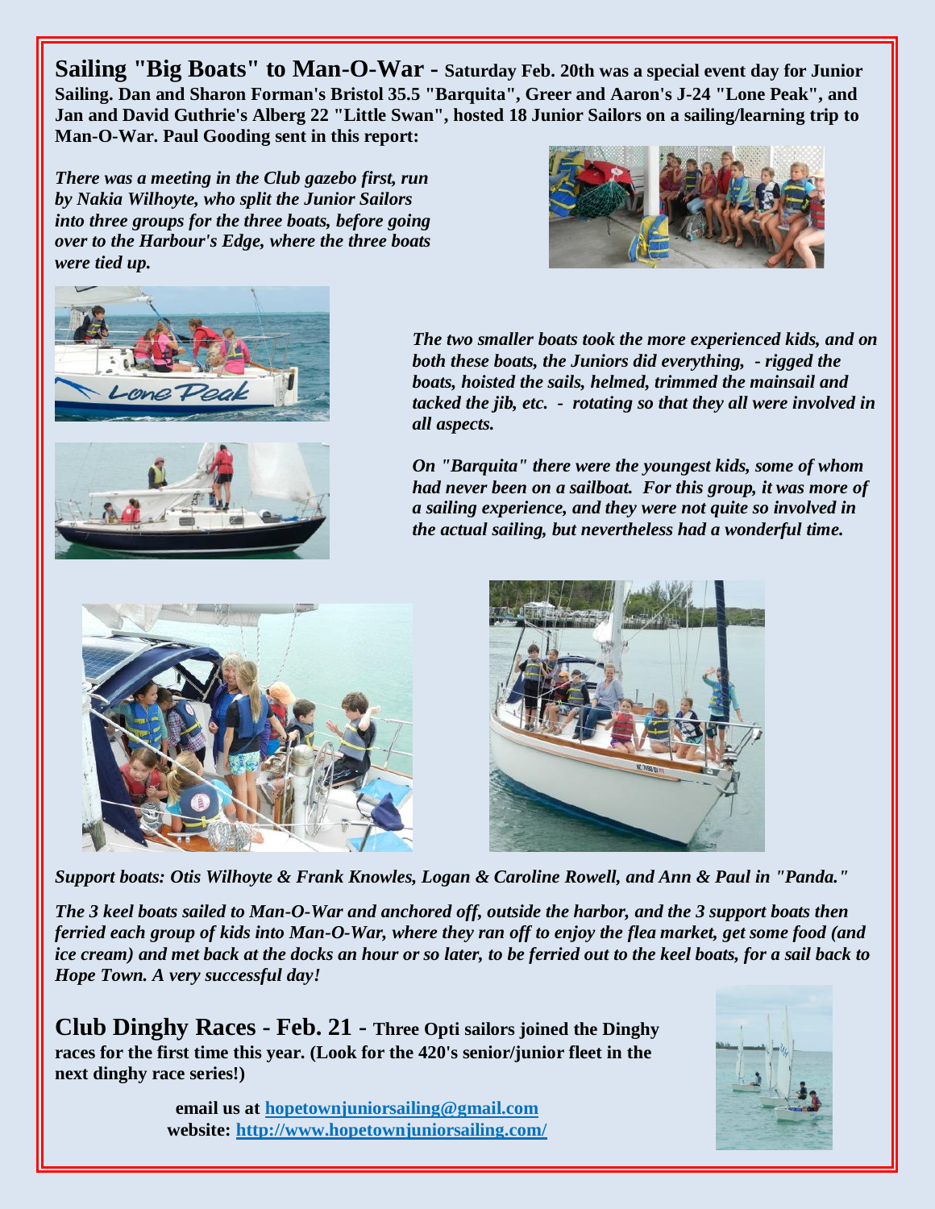**Sailing "Big Boats" to Man-O-War - Saturday Feb. 20th was a special event day for Junior Sailing. Dan and Sharon Forman's Bristol 35.5 "Barquita", Greer and Aaron's J-24 "Lone Peak", and Jan and David Guthrie's Alberg 22 "Little Swan", hosted 18 Junior Sailors on a sailing/learning trip to Man-O-War. Paul Gooding sent in this report:**

***There was a meeting in the Club gazebo first, run by Nakia Wilhoyte, who split the Junior Sailors into three groups for the three boats, before going over to the Harbour's Edge, where the three boats were tied up.***

***The two smaller boats took the more experienced kids, and on both these boats, the Juniors did everything, - rigged the boats, hoisted the sails, helmed, trimmed the mainsail and tacked the jib, etc. - rotating so that they all were involved in all aspects.***

***On "Barquita" there were the youngest kids, some of whom had never been on a sailboat. For this group, it was more of a sailing experience, and they were not quite so involved in the actual sailing, but nevertheless had a wonderful time.***

***Support boats: Otis Wilhoyte & Frank Knowles, Logan & Caroline Rowell, and Ann & Paul in "Panda."***

***The 3 keel boats sailed to Man-O-War and anchored off, outside the harbor, and the 3 support boats then ferried each group of kids into Man-O-War, where they ran off to enjoy the flea market, get some food (and ice cream) and met back at the docks an hour or so later, to be ferried out to the keel boats, for a sail back to Hope Town. A very successful day!***

**Club Dinghy Races - Feb. 21 - Three Opti sailors joined the Dinghy races for the first time this year. (Look for the 420's senior/junior fleet in the next dinghy race series!)**

**email us at hopetownjuniorsailing@gmail.com**
**website: http://www.hopetownjuniorsailing.com/**